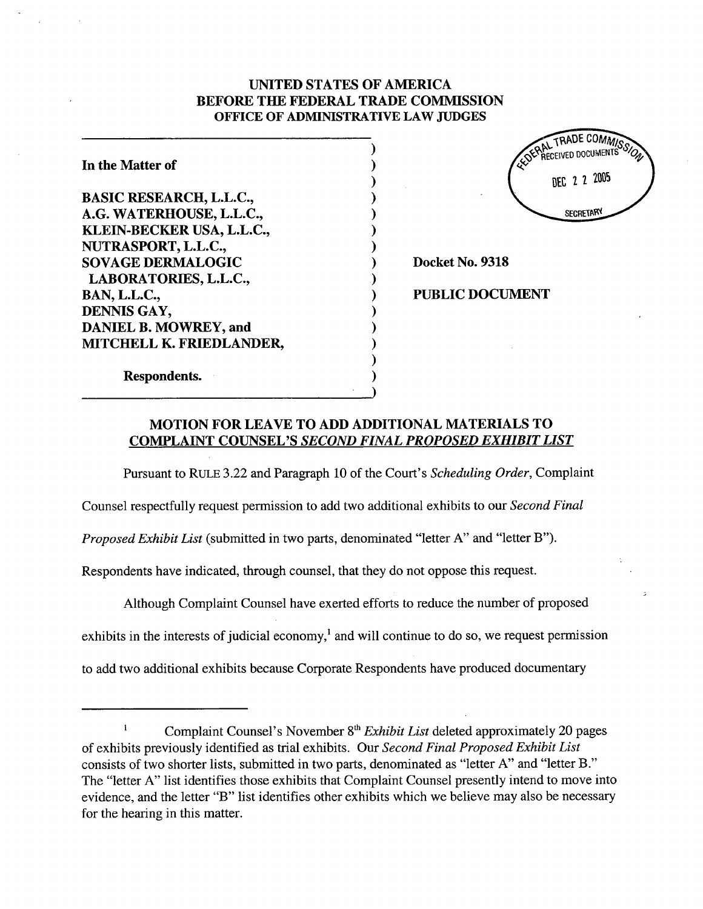# UNITED STATES OF AMERICA
# BEFORE THE FEDERAL TRADE COMMISSION
## OFFICE OF ADMINISTRATIVE LAW JUDGES

FEDERAL TRADE COMMISSION
RECEIVED DOCUMENTS
DEC 22 2005
SECRETARY

| | |
|---|---|
| **In the Matter of** | |
| | |
| **BASIC RESEARCH, L.L.C.,** | |
| **A.G. WATERHOUSE, L.L.C.,** | |
| **KLEIN-BECKER USA, L.L.C.,** | |
| **NUTRASPORT, L.L.C.,** | |
| **SOVAGE DERMALOGIC LABORATORIES, L.L.C.,** | **Docket No. 9318** |
| **BAN, L.L.C.,** | **PUBLIC DOCUMENT** |
| **DENNIS GAY,** | |
| **DANIEL B. MOWREY, and** | |
| **MITCHELL K. FRIEDLANDER,** | |
| | |
| **Respondents.** | |

## MOTION FOR LEAVE TO ADD ADDITIONAL MATERIALS TO COMPLAINT COUNSEL'S *SECOND FINAL PROPOSED EXHIBIT LIST*

Pursuant to RULE 3.22 and Paragraph 10 of the Court's *Scheduling Order*, Complaint Counsel respectfully request permission to add two additional exhibits to our *Second Final Proposed Exhibit List* (submitted in two parts, denominated "letter A" and "letter B"). Respondents have indicated, through counsel, that they do not oppose this request.

Although Complaint Counsel have exerted efforts to reduce the number of proposed exhibits in the interests of judicial economy,[1] and will continue to do so, we request permission to add two additional exhibits because Corporate Respondents have produced documentary

---

[1] Complaint Counsel's November 8th *Exhibit List* deleted approximately 20 pages of exhibits previously identified as trial exhibits. Our *Second Final Proposed Exhibit List* consists of two shorter lists, submitted in two parts, denominated as "letter A" and "letter B." The "letter A" list identifies those exhibits that Complaint Counsel presently intend to move into evidence, and the letter "B" list identifies other exhibits which we believe may also be necessary for the hearing in this matter.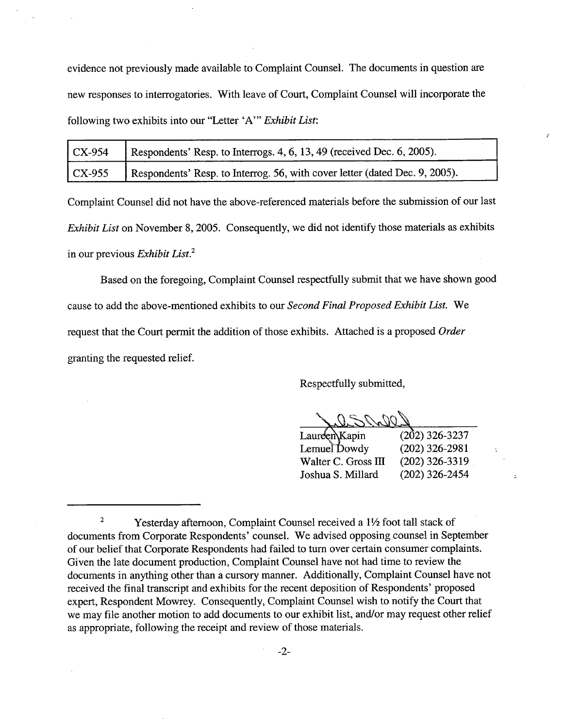evidence not previously made available to Complaint Counsel. The documents in question are new responses to interrogatories. With leave of Court, Complaint Counsel will incorporate the following two exhibits into our "Letter 'A'" *Exhibit List*:

| CX-954 | Respondents' Resp. to Interrogs. 4, 6, 13, 49 (received Dec. 6, 2005). |
|---|---|
| CX-955 | Respondents' Resp. to Interrog. 56, with cover letter (dated Dec. 9, 2005). |

Complaint Counsel did not have the above-referenced materials before the submission of our last *Exhibit List* on November 8, 2005. Consequently, we did not identify those materials as exhibits in our previous *Exhibit List*.[2]

Based on the foregoing, Complaint Counsel respectfully submit that we have shown good cause to add the above-mentioned exhibits to our *Second Final Proposed Exhibit List.* We request that the Court permit the addition of those exhibits. Attached is a proposed *Order* granting the requested relief.

Respectfully submitted,

| | |
|---|---|
| Laureen Kapin | (202) 326-3237 |
| Lemuel Dowdy | (202) 326-2981 |
| Walter C. Gross III | (202) 326-3319 |
| Joshua S. Millard | (202) 326-2454 |

---

[2] Yesterday afternoon, Complaint Counsel received a 1½ foot tall stack of documents from Corporate Respondents' counsel. We advised opposing counsel in September of our belief that Corporate Respondents had failed to turn over certain consumer complaints. Given the late document production, Complaint Counsel have not had time to review the documents in anything other than a cursory manner. Additionally, Complaint Counsel have not received the final transcript and exhibits for the recent deposition of Respondents' proposed expert, Respondent Mowrey. Consequently, Complaint Counsel wish to notify the Court that we may file another motion to add documents to our exhibit list, and/or may request other relief as appropriate, following the receipt and review of those materials.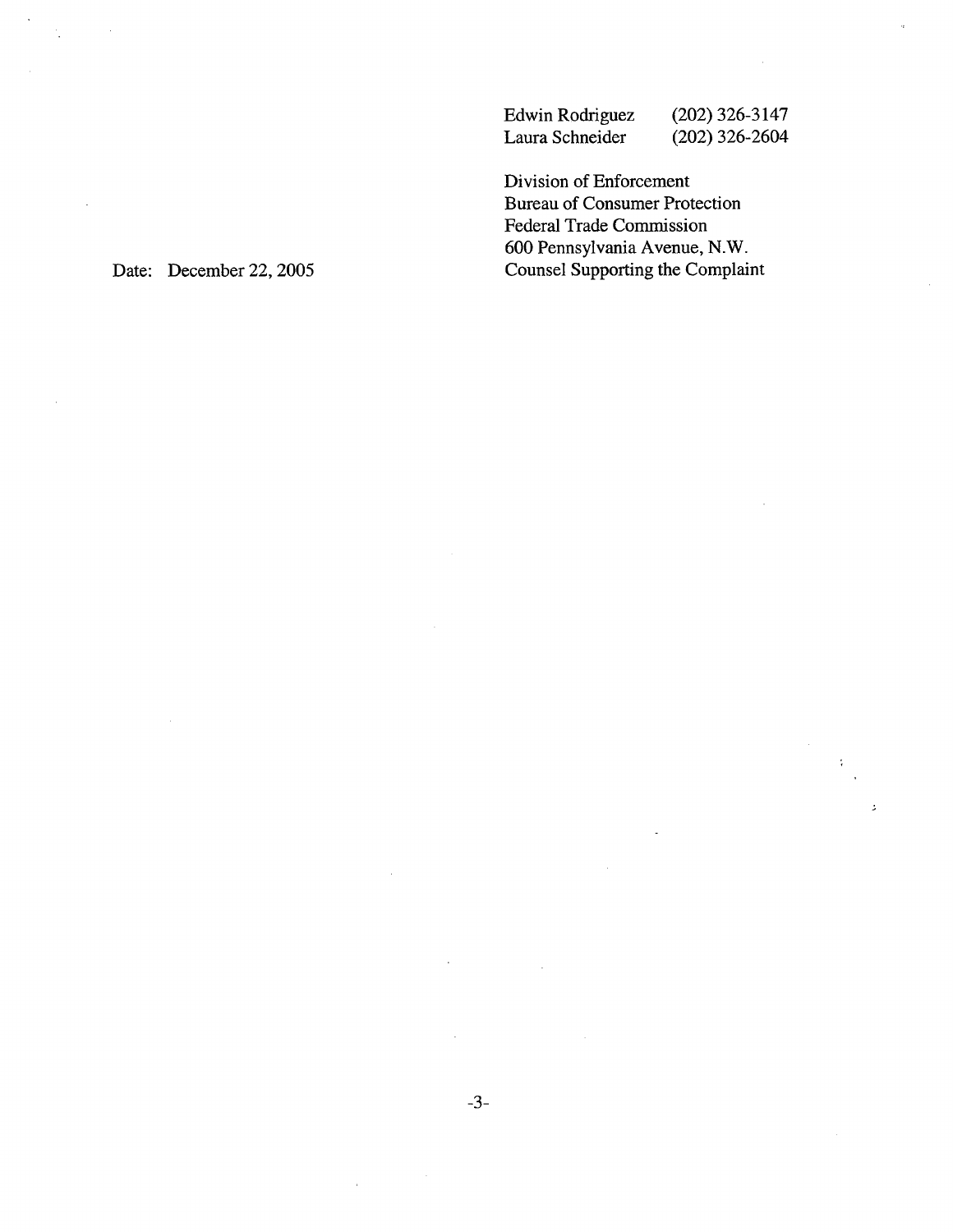Edwin Rodriguez (202) 326-3147
Laura Schneider (202) 326-2604

Division of Enforcement
Bureau of Consumer Protection
Federal Trade Commission
600 Pennsylvania Avenue, N.W.
Counsel Supporting the Complaint

Date: December 22, 2005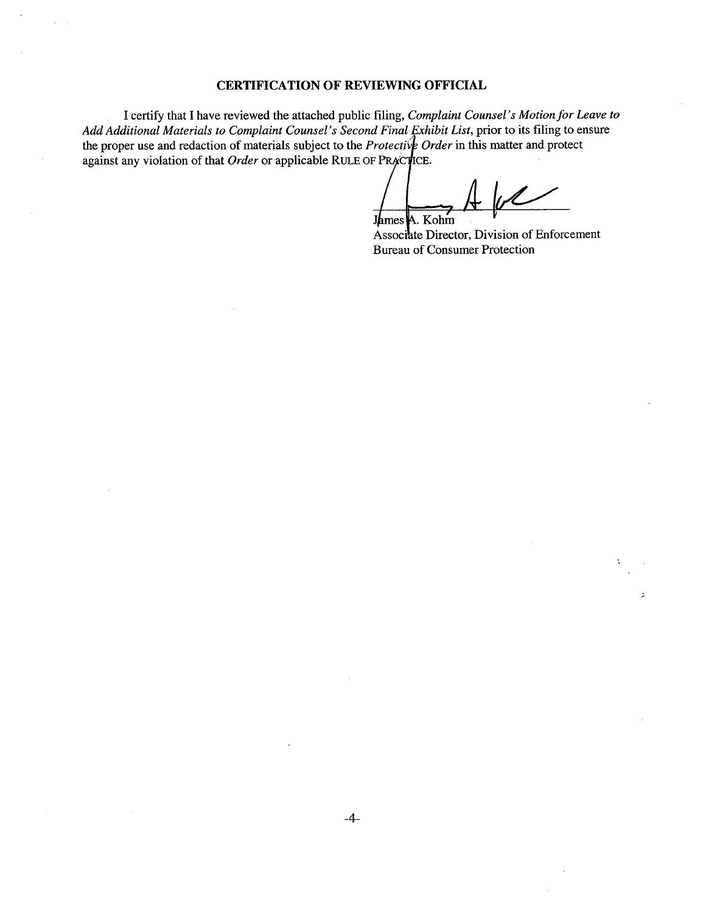## CERTIFICATION OF REVIEWING OFFICIAL

I certify that I have reviewed the attached public filing, *Complaint Counsel's Motion for Leave to Add Additional Materials to Complaint Counsel's Second Final Exhibit List*, prior to its filing to ensure the proper use and redaction of materials subject to the *Protective Order* in this matter and protect against any violation of that *Order* or applicable RULE OF PRACTICE.

James A. Kohm
Associate Director, Division of Enforcement
Bureau of Consumer Protection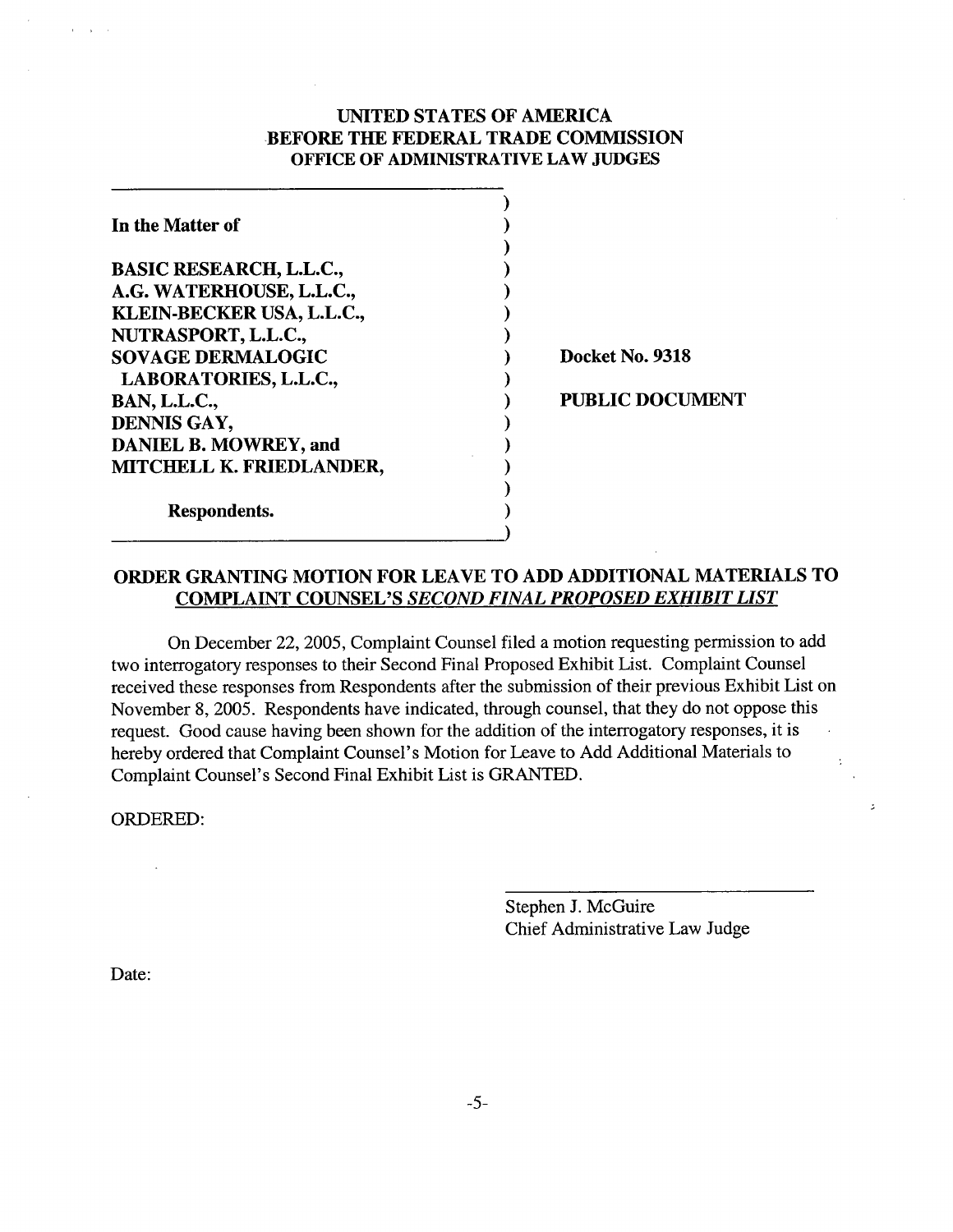**UNITED STATES OF AMERICA**
**BEFORE THE FEDERAL TRADE COMMISSION**
**OFFICE OF ADMINISTRATIVE LAW JUDGES**

| | | |
|---|---|---|
| **In the Matter of** | ) | |
| | ) | |
| **BASIC RESEARCH, L.L.C.,** | ) | |
| **A.G. WATERHOUSE, L.L.C.,** | ) | |
| **KLEIN-BECKER USA, L.L.C.,** | ) | |
| **NUTRASPORT, L.L.C.,** | ) | |
| **SOVAGE DERMALOGIC** | ) | **Docket No. 9318** |
| **LABORATORIES, L.L.C.,** | ) | |
| **BAN, L.L.C.,** | ) | **PUBLIC DOCUMENT** |
| **DENNIS GAY,** | ) | |
| **DANIEL B. MOWREY, and** | ) | |
| **MITCHELL K. FRIEDLANDER,** | ) | |
| | ) | |
| **Respondents.** | ) | |

## ORDER GRANTING MOTION FOR LEAVE TO ADD ADDITIONAL MATERIALS TO COMPLAINT COUNSEL'S *SECOND FINAL PROPOSED EXHIBIT LIST*

On December 22, 2005, Complaint Counsel filed a motion requesting permission to add two interrogatory responses to their Second Final Proposed Exhibit List. Complaint Counsel received these responses from Respondents after the submission of their previous Exhibit List on November 8, 2005. Respondents have indicated, through counsel, that they do not oppose this request. Good cause having been shown for the addition of the interrogatory responses, it is hereby ordered that Complaint Counsel's Motion for Leave to Add Additional Materials to Complaint Counsel's Second Final Exhibit List is GRANTED.

ORDERED:

Stephen J. McGuire
Chief Administrative Law Judge

Date: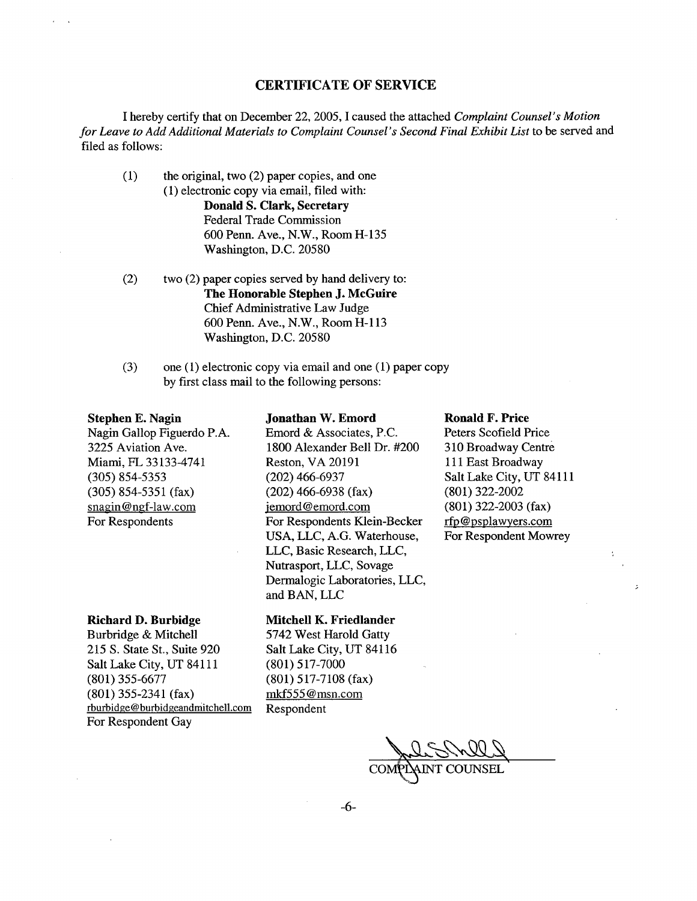## CERTIFICATE OF SERVICE

I hereby certify that on December 22, 2005, I caused the attached *Complaint Counsel's Motion for Leave to Add Additional Materials to Complaint Counsel's Second Final Exhibit List* to be served and filed as follows:

(1) the original, two (2) paper copies, and one (1) electronic copy via email, filed with:
**Donald S. Clark, Secretary**
Federal Trade Commission
600 Penn. Ave., N.W., Room H-135
Washington, D.C. 20580

(2) two (2) paper copies served by hand delivery to:
**The Honorable Stephen J. McGuire**
Chief Administrative Law Judge
600 Penn. Ave., N.W., Room H-113
Washington, D.C. 20580

(3) one (1) electronic copy via email and one (1) paper copy by first class mail to the following persons:

**Stephen E. Nagin**
Nagin Gallop Figuerdo P.A.
3225 Aviation Ave.
Miami, FL 33133-4741
(305) 854-5353
(305) 854-5351 (fax)
snagin@ngf-law.com
For Respondents

**Jonathan W. Emord**
Emord & Associates, P.C.
1800 Alexander Bell Dr. #200
Reston, VA 20191
(202) 466-6937
(202) 466-6938 (fax)
jemord@emord.com
For Respondents Klein-Becker USA, LLC, A.G. Waterhouse, LLC, Basic Research, LLC, Nutrasport, LLC, Sovage Dermalogic Laboratories, LLC, and BAN, LLC

**Ronald F. Price**
Peters Scofield Price
310 Broadway Centre
111 East Broadway
Salt Lake City, UT 84111
(801) 322-2002
(801) 322-2003 (fax)
rfp@psplawyers.com
For Respondent Mowrey

**Richard D. Burbidge**
Burbridge & Mitchell
215 S. State St., Suite 920
Salt Lake City, UT 84111
(801) 355-6677
(801) 355-2341 (fax)
rburbidge@burbidgeandmitchell.com
For Respondent Gay

**Mitchell K. Friedlander**
5742 West Harold Gatty
Salt Lake City, UT 84116
(801) 517-7000
(801) 517-7108 (fax)
mkf555@msn.com
Respondent

COMPLAINT COUNSEL